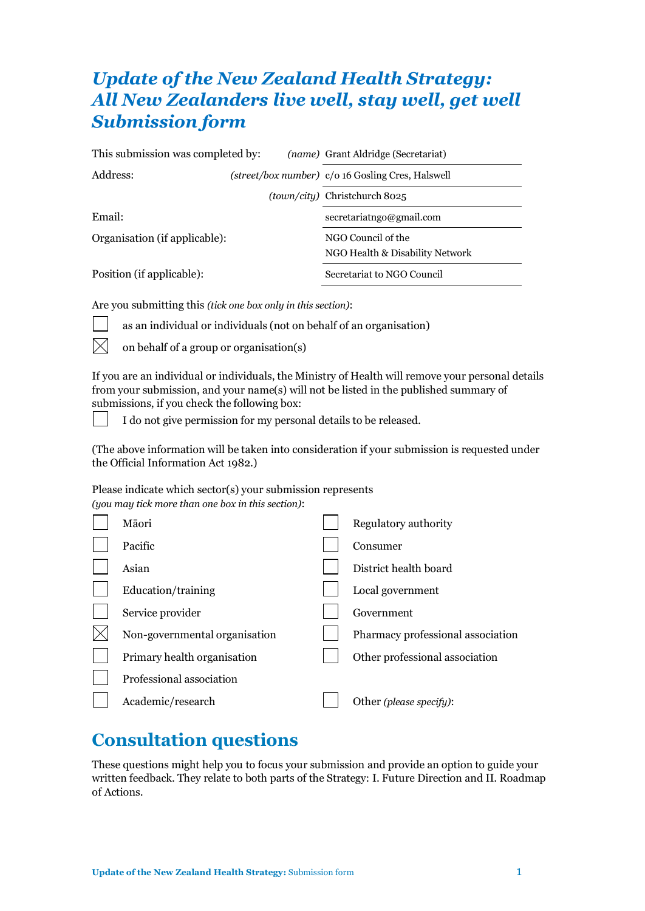# *Update of the New Zealand Health Strategy: All New Zealanders live well, stay well, get well Submission form*

| This submission was completed by: | *(name)* | Grant Aldridge (Secretariat) |
|---|---|---|
| Address: | *(street/box number)* | c/o 16 Gosling Cres, Halswell |
| | *(town/city)* | Christchurch 8025 |
| Email: | | secretariatngo@gmail.com |
| Organisation (if applicable): | | NGO Council of the NGO Health & Disability Network |
| Position (if applicable): | | Secretariat to NGO Council |

Are you submitting this *(tick one box only in this section)*:

- [ ] as an individual or individuals (not on behalf of an organisation)
- [x] on behalf of a group or organisation(s)

If you are an individual or individuals, the Ministry of Health will remove your personal details from your submission, and your name(s) will not be listed in the published summary of submissions, if you check the following box:

- [ ] I do not give permission for my personal details to be released.

(The above information will be taken into consideration if your submission is requested under the Official Information Act 1982.)

Please indicate which sector(s) your submission represents *(you may tick more than one box in this section)*:

- [ ] Māori
- [ ] Pacific
- [ ] Asian
- [ ] Education/training
- [ ] Service provider
- [x] Non-governmental organisation
- [ ] Primary health organisation
- [ ] Professional association
- [ ] Academic/research
- [ ] Regulatory authority
- [ ] Consumer
- [ ] District health board
- [ ] Local government
- [ ] Government
- [ ] Pharmacy professional association
- [ ] Other professional association
- [ ] Other *(please specify)*:

## Consultation questions

These questions might help you to focus your submission and provide an option to guide your written feedback. They relate to both parts of the Strategy: I. Future Direction and II. Roadmap of Actions.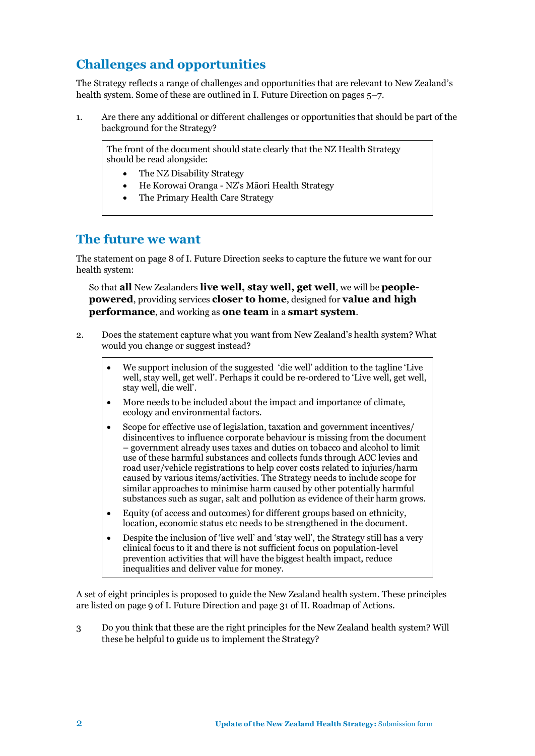## Challenges and opportunities

The Strategy reflects a range of challenges and opportunities that are relevant to New Zealand's health system. Some of these are outlined in I. Future Direction on pages 5–7.

1. Are there any additional or different challenges or opportunities that should be part of the background for the Strategy?

> The front of the document should state clearly that the NZ Health Strategy should be read alongside:
>
> - The NZ Disability Strategy
> - He Korowai Oranga - NZ's Māori Health Strategy
> - The Primary Health Care Strategy

## The future we want

The statement on page 8 of I. Future Direction seeks to capture the future we want for our health system:

> So that **all** New Zealanders **live well, stay well, get well**, we will be **people-powered**, providing services **closer to home**, designed for **value and high performance**, and working as **one team** in a **smart system**.

2. Does the statement capture what you want from New Zealand's health system? What would you change or suggest instead?

> - We support inclusion of the suggested 'die well' addition to the tagline 'Live well, stay well, get well'. Perhaps it could be re-ordered to 'Live well, get well, stay well, die well'.
> - More needs to be included about the impact and importance of climate, ecology and environmental factors.
> - Scope for effective use of legislation, taxation and government incentives/ disincentives to influence corporate behaviour is missing from the document – government already uses taxes and duties on tobacco and alcohol to limit use of these harmful substances and collects funds through ACC levies and road user/vehicle registrations to help cover costs related to injuries/harm caused by various items/activities. The Strategy needs to include scope for similar approaches to minimise harm caused by other potentially harmful substances such as sugar, salt and pollution as evidence of their harm grows.
> - Equity (of access and outcomes) for different groups based on ethnicity, location, economic status etc needs to be strengthened in the document.
> - Despite the inclusion of 'live well' and 'stay well', the Strategy still has a very clinical focus to it and there is not sufficient focus on population-level prevention activities that will have the biggest health impact, reduce inequalities and deliver value for money.

A set of eight principles is proposed to guide the New Zealand health system. These principles are listed on page 9 of I. Future Direction and page 31 of II. Roadmap of Actions.

3. Do you think that these are the right principles for the New Zealand health system? Will these be helpful to guide us to implement the Strategy?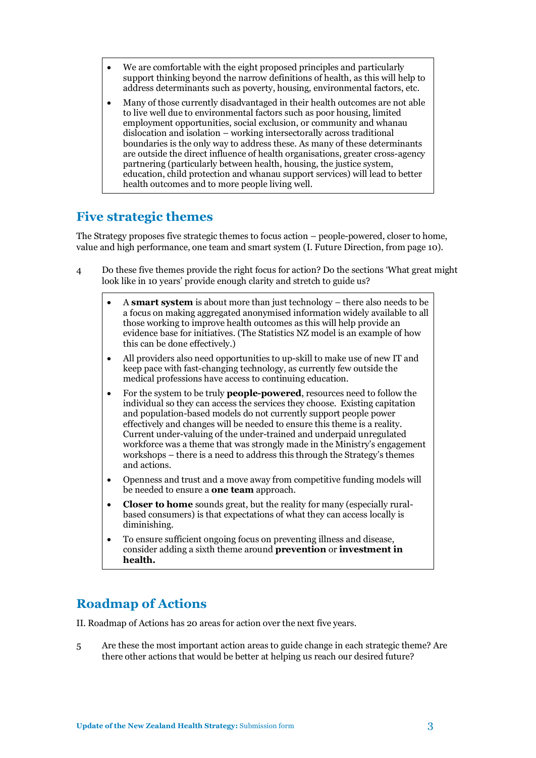- We are comfortable with the eight proposed principles and particularly support thinking beyond the narrow definitions of health, as this will help to address determinants such as poverty, housing, environmental factors, etc.
- Many of those currently disadvantaged in their health outcomes are not able to live well due to environmental factors such as poor housing, limited employment opportunities, social exclusion, or community and whanau dislocation and isolation – working intersectorally across traditional boundaries is the only way to address these. As many of these determinants are outside the direct influence of health organisations, greater cross-agency partnering (particularly between health, housing, the justice system, education, child protection and whanau support services) will lead to better health outcomes and to more people living well.

## Five strategic themes

The Strategy proposes five strategic themes to focus action – people-powered, closer to home, value and high performance, one team and smart system (I. Future Direction, from page 10).

4 Do these five themes provide the right focus for action? Do the sections 'What great might look like in 10 years' provide enough clarity and stretch to guide us?

- A **smart system** is about more than just technology – there also needs to be a focus on making aggregated anonymised information widely available to all those working to improve health outcomes as this will help provide an evidence base for initiatives. (The Statistics NZ model is an example of how this can be done effectively.)
- All providers also need opportunities to up-skill to make use of new IT and keep pace with fast-changing technology, as currently few outside the medical professions have access to continuing education.
- For the system to be truly **people-powered**, resources need to follow the individual so they can access the services they choose. Existing capitation and population-based models do not currently support people power effectively and changes will be needed to ensure this theme is a reality. Current under-valuing of the under-trained and underpaid unregulated workforce was a theme that was strongly made in the Ministry's engagement workshops – there is a need to address this through the Strategy's themes and actions.
- Openness and trust and a move away from competitive funding models will be needed to ensure a **one team** approach.
- **Closer to home** sounds great, but the reality for many (especially rural-based consumers) is that expectations of what they can access locally is diminishing.
- To ensure sufficient ongoing focus on preventing illness and disease, consider adding a sixth theme around **prevention** or **investment in health.**

## Roadmap of Actions

II. Roadmap of Actions has 20 areas for action over the next five years.

5 Are these the most important action areas to guide change in each strategic theme? Are there other actions that would be better at helping us reach our desired future?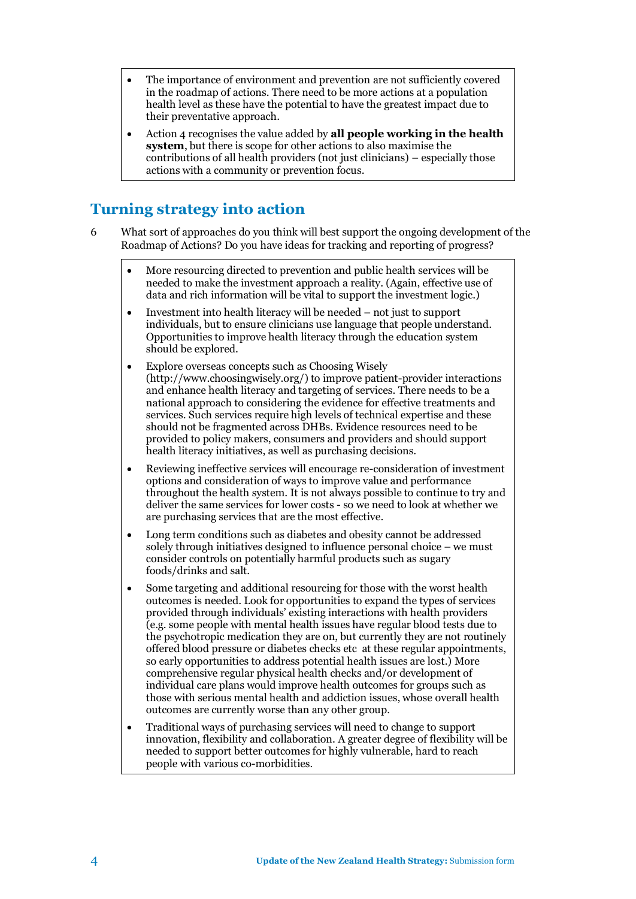- The importance of environment and prevention are not sufficiently covered in the roadmap of actions. There need to be more actions at a population health level as these have the potential to have the greatest impact due to their preventative approach.
- Action 4 recognises the value added by **all people working in the health system**, but there is scope for other actions to also maximise the contributions of all health providers (not just clinicians) – especially those actions with a community or prevention focus.

## Turning strategy into action

6 What sort of approaches do you think will best support the ongoing development of the Roadmap of Actions? Do you have ideas for tracking and reporting of progress?

- More resourcing directed to prevention and public health services will be needed to make the investment approach a reality. (Again, effective use of data and rich information will be vital to support the investment logic.)
- Investment into health literacy will be needed – not just to support individuals, but to ensure clinicians use language that people understand. Opportunities to improve health literacy through the education system should be explored.
- Explore overseas concepts such as Choosing Wisely (http://www.choosingwisely.org/) to improve patient-provider interactions and enhance health literacy and targeting of services. There needs to be a national approach to considering the evidence for effective treatments and services. Such services require high levels of technical expertise and these should not be fragmented across DHBs. Evidence resources need to be provided to policy makers, consumers and providers and should support health literacy initiatives, as well as purchasing decisions.
- Reviewing ineffective services will encourage re-consideration of investment options and consideration of ways to improve value and performance throughout the health system. It is not always possible to continue to try and deliver the same services for lower costs - so we need to look at whether we are purchasing services that are the most effective.
- Long term conditions such as diabetes and obesity cannot be addressed solely through initiatives designed to influence personal choice – we must consider controls on potentially harmful products such as sugary foods/drinks and salt.
- Some targeting and additional resourcing for those with the worst health outcomes is needed. Look for opportunities to expand the types of services provided through individuals' existing interactions with health providers (e.g. some people with mental health issues have regular blood tests due to the psychotropic medication they are on, but currently they are not routinely offered blood pressure or diabetes checks etc at these regular appointments, so early opportunities to address potential health issues are lost.) More comprehensive regular physical health checks and/or development of individual care plans would improve health outcomes for groups such as those with serious mental health and addiction issues, whose overall health outcomes are currently worse than any other group.
- Traditional ways of purchasing services will need to change to support innovation, flexibility and collaboration. A greater degree of flexibility will be needed to support better outcomes for highly vulnerable, hard to reach people with various co-morbidities.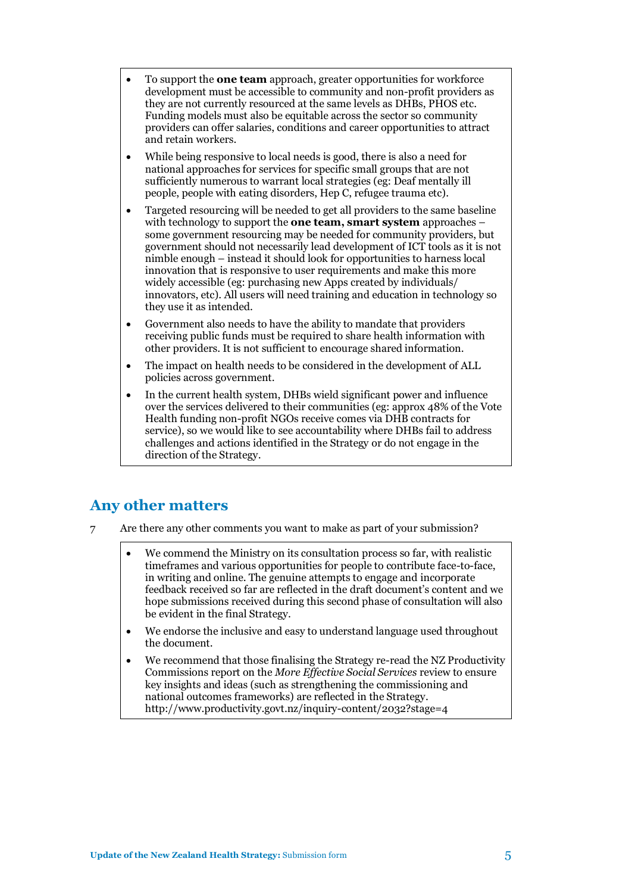- To support the **one team** approach, greater opportunities for workforce development must be accessible to community and non-profit providers as they are not currently resourced at the same levels as DHBs, PHOS etc. Funding models must also be equitable across the sector so community providers can offer salaries, conditions and career opportunities to attract and retain workers.
- While being responsive to local needs is good, there is also a need for national approaches for services for specific small groups that are not sufficiently numerous to warrant local strategies (eg: Deaf mentally ill people, people with eating disorders, Hep C, refugee trauma etc).
- Targeted resourcing will be needed to get all providers to the same baseline with technology to support the **one team, smart system** approaches – some government resourcing may be needed for community providers, but government should not necessarily lead development of ICT tools as it is not nimble enough – instead it should look for opportunities to harness local innovation that is responsive to user requirements and make this more widely accessible (eg: purchasing new Apps created by individuals/ innovators, etc). All users will need training and education in technology so they use it as intended.
- Government also needs to have the ability to mandate that providers receiving public funds must be required to share health information with other providers. It is not sufficient to encourage shared information.
- The impact on health needs to be considered in the development of ALL policies across government.
- In the current health system, DHBs wield significant power and influence over the services delivered to their communities (eg: approx 48% of the Vote Health funding non-profit NGOs receive comes via DHB contracts for service), so we would like to see accountability where DHBs fail to address challenges and actions identified in the Strategy or do not engage in the direction of the Strategy.

## Any other matters

7 Are there any other comments you want to make as part of your submission?

- We commend the Ministry on its consultation process so far, with realistic timeframes and various opportunities for people to contribute face-to-face, in writing and online. The genuine attempts to engage and incorporate feedback received so far are reflected in the draft document's content and we hope submissions received during this second phase of consultation will also be evident in the final Strategy.
- We endorse the inclusive and easy to understand language used throughout the document.
- We recommend that those finalising the Strategy re-read the NZ Productivity Commissions report on the *More Effective Social Services* review to ensure key insights and ideas (such as strengthening the commissioning and national outcomes frameworks) are reflected in the Strategy. http://www.productivity.govt.nz/inquiry-content/2032?stage=4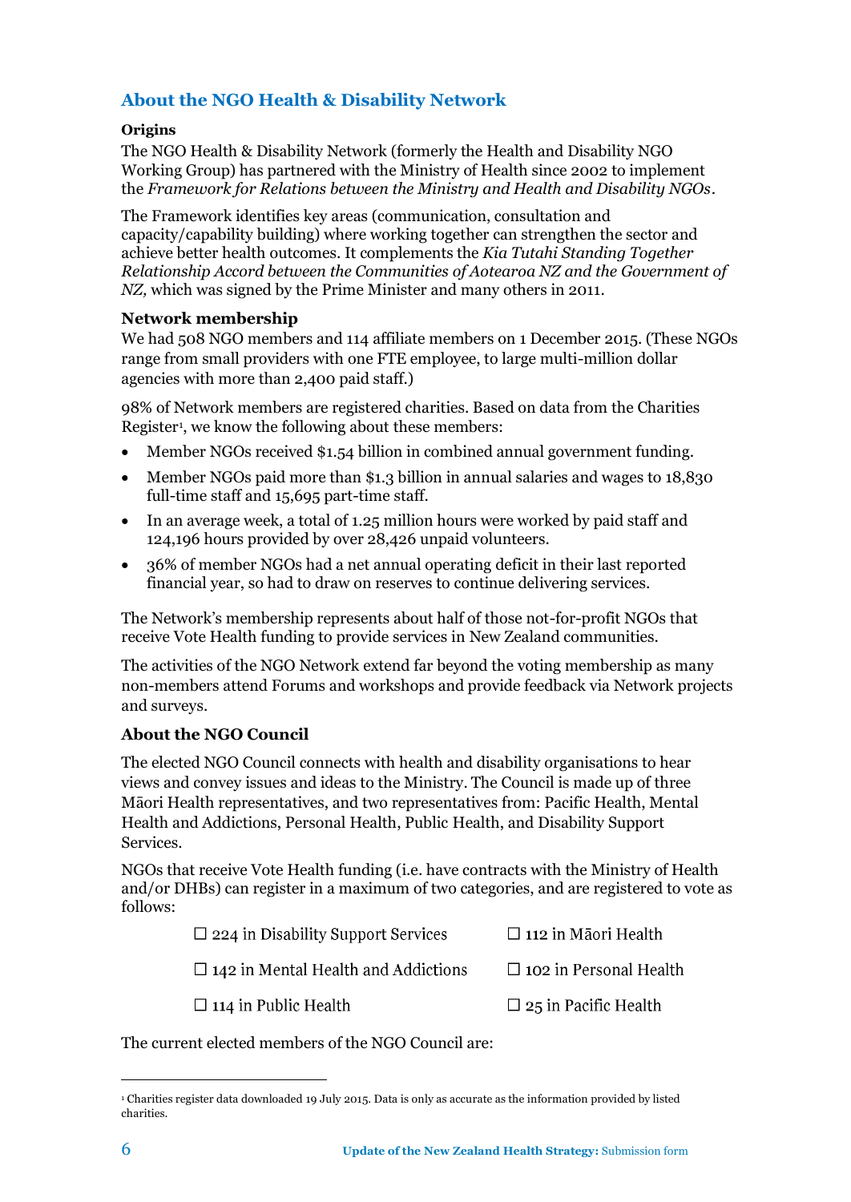## About the NGO Health & Disability Network

### Origins

The NGO Health & Disability Network (formerly the Health and Disability NGO Working Group) has partnered with the Ministry of Health since 2002 to implement the *Framework for Relations between the Ministry and Health and Disability NGOs*.

The Framework identifies key areas (communication, consultation and capacity/capability building) where working together can strengthen the sector and achieve better health outcomes. It complements the *Kia Tutahi Standing Together Relationship Accord between the Communities of Aotearoa NZ and the Government of NZ,* which was signed by the Prime Minister and many others in 2011.

### Network membership

We had 508 NGO members and 114 affiliate members on 1 December 2015. (These NGOs range from small providers with one FTE employee, to large multi-million dollar agencies with more than 2,400 paid staff.)

98% of Network members are registered charities. Based on data from the Charities Register[1], we know the following about these members:

- Member NGOs received $1.54 billion in combined annual government funding.
- Member NGOs paid more than $1.3 billion in annual salaries and wages to 18,830 full-time staff and 15,695 part-time staff.
- In an average week, a total of 1.25 million hours were worked by paid staff and 124,196 hours provided by over 28,426 unpaid volunteers.
- 36% of member NGOs had a net annual operating deficit in their last reported financial year, so had to draw on reserves to continue delivering services.

The Network's membership represents about half of those not-for-profit NGOs that receive Vote Health funding to provide services in New Zealand communities.

The activities of the NGO Network extend far beyond the voting membership as many non-members attend Forums and workshops and provide feedback via Network projects and surveys.

### About the NGO Council

The elected NGO Council connects with health and disability organisations to hear views and convey issues and ideas to the Ministry. The Council is made up of three Māori Health representatives, and two representatives from: Pacific Health, Mental Health and Addictions, Personal Health, Public Health, and Disability Support Services.

NGOs that receive Vote Health funding (i.e. have contracts with the Ministry of Health and/or DHBs) can register in a maximum of two categories, and are registered to vote as follows:

- ☐ 224 in Disability Support Services
- ☐ 142 in Mental Health and Addictions
- ☐ 114 in Public Health
- ☐ 112 in Māori Health
- ☐ 102 in Personal Health
- ☐ 25 in Pacific Health

The current elected members of the NGO Council are:

[1] Charities register data downloaded 19 July 2015. Data is only as accurate as the information provided by listed charities.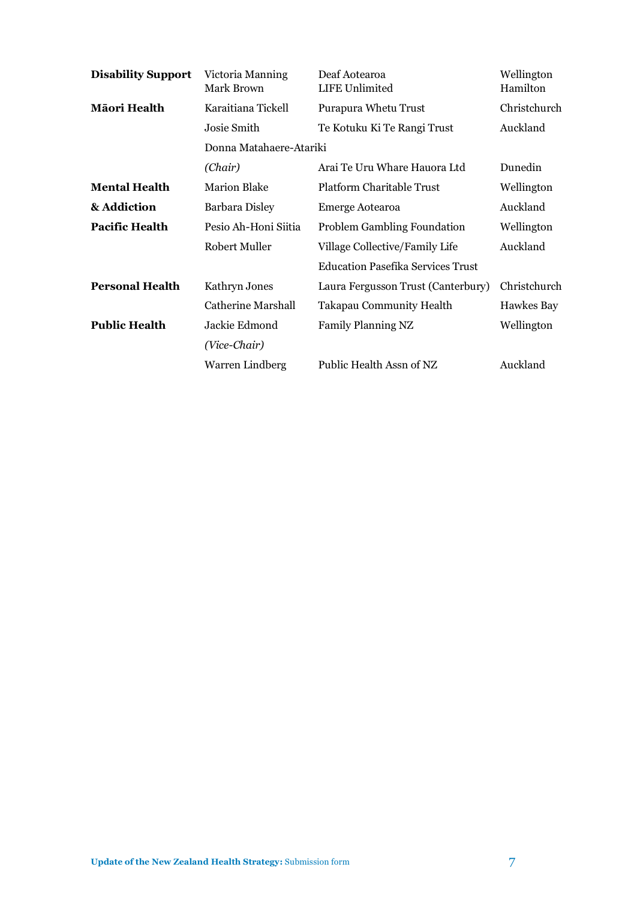| | | | |
|---|---|---|---|
| **Disability Support** | Victoria Manning<br>Mark Brown | Deaf Aotearoa<br>LIFE Unlimited | Wellington<br>Hamilton |
| **Māori Health** | Karaitiana Tickell | Purapura Whetu Trust | Christchurch |
| | Josie Smith | Te Kotuku Ki Te Rangi Trust | Auckland |
| | Donna Matahaere-Atariki *(Chair)* | Arai Te Uru Whare Hauora Ltd | Dunedin |
| **Mental Health & Addiction** | Marion Blake | Platform Charitable Trust | Wellington |
| | Barbara Disley | Emerge Aotearoa | Auckland |
| **Pacific Health** | Pesio Ah-Honi Siitia | Problem Gambling Foundation | Wellington |
| | Robert Muller | Village Collective/Family Life Education Pasefika Services Trust | Auckland |
| **Personal Health** | Kathryn Jones | Laura Fergusson Trust (Canterbury) | Christchurch |
| | Catherine Marshall | Takapau Community Health | Hawkes Bay |
| **Public Health** | Jackie Edmond *(Vice-Chair)* | Family Planning NZ | Wellington |
| | Warren Lindberg | Public Health Assn of NZ | Auckland |